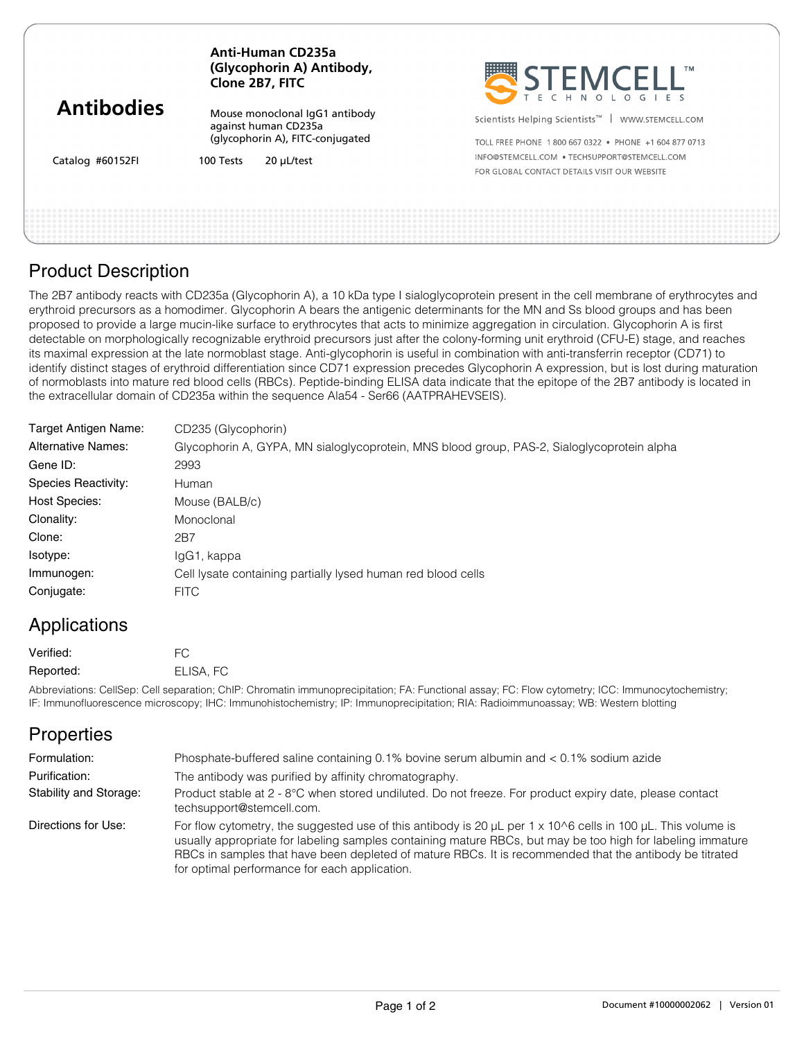# Antibodies

**Anti-Human CD235a (Glycophorin A) Antibody, Clone 2B7, FITC**

Mouse monoclonal IgG1 antibody against human CD235a (glycophorin A), FITC-conjugated

Catalog #60152FI    100 Tests    20 μL/test

STEMCELL TECHNOLOGIES

Scientists Helping Scientists™ | WWW.STEMCELL.COM

TOLL FREE PHONE 1 800 667 0322 • PHONE +1 604 877 0713
INFO@STEMCELL.COM • TECHSUPPORT@STEMCELL.COM
FOR GLOBAL CONTACT DETAILS VISIT OUR WEBSITE

## Product Description

The 2B7 antibody reacts with CD235a (Glycophorin A), a 10 kDa type I sialoglycoprotein present in the cell membrane of erythrocytes and erythroid precursors as a homodimer. Glycophorin A bears the antigenic determinants for the MN and Ss blood groups and has been proposed to provide a large mucin-like surface to erythrocytes that acts to minimize aggregation in circulation. Glycophorin A is first detectable on morphologically recognizable erythroid precursors just after the colony-forming unit erythroid (CFU-E) stage, and reaches its maximal expression at the late normoblast stage. Anti-glycophorin is useful in combination with anti-transferrin receptor (CD71) to identify distinct stages of erythroid differentiation since CD71 expression precedes Glycophorin A expression, but is lost during maturation of normoblasts into mature red blood cells (RBCs). Peptide-binding ELISA data indicate that the epitope of the 2B7 antibody is located in the extracellular domain of CD235a within the sequence Ala54 - Ser66 (AATPRAHEVSEIS).

| | |
|---|---|
| Target Antigen Name: | CD235 (Glycophorin) |
| Alternative Names: | Glycophorin A, GYPA, MN sialoglycoprotein, MNS blood group, PAS-2, Sialoglycoprotein alpha |
| Gene ID: | 2993 |
| Species Reactivity: | Human |
| Host Species: | Mouse (BALB/c) |
| Clonality: | Monoclonal |
| Clone: | 2B7 |
| Isotype: | IgG1, kappa |
| Immunogen: | Cell lysate containing partially lysed human red blood cells |
| Conjugate: | FITC |

## Applications

| | |
|---|---|
| Verified: | FC |
| Reported: | ELISA, FC |

Abbreviations: CellSep: Cell separation; ChIP: Chromatin immunoprecipitation; FA: Functional assay; FC: Flow cytometry; ICC: Immunocytochemistry; IF: Immunofluorescence microscopy; IHC: Immunohistochemistry; IP: Immunoprecipitation; RIA: Radioimmunoassay; WB: Western blotting

## Properties

| | |
|---|---|
| Formulation: | Phosphate-buffered saline containing 0.1% bovine serum albumin and < 0.1% sodium azide |
| Purification: | The antibody was purified by affinity chromatography. |
| Stability and Storage: | Product stable at 2 - 8°C when stored undiluted. Do not freeze. For product expiry date, please contact techsupport@stemcell.com. |
| Directions for Use: | For flow cytometry, the suggested use of this antibody is 20 μL per 1 x 10^6 cells in 100 μL. This volume is usually appropriate for labeling samples containing mature RBCs, but may be too high for labeling immature RBCs in samples that have been depleted of mature RBCs. It is recommended that the antibody be titrated for optimal performance for each application. |

Document #10000002062 | Version 01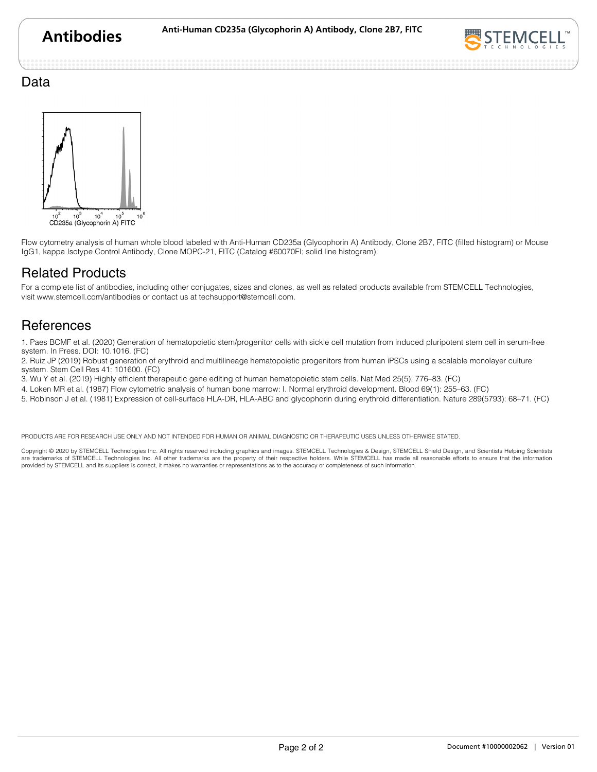## Data

$10^2$ $10^3$ $10^4$ $10^5$ $10^6$

CD235a (Glycophorin A) FITC

Flow cytometry analysis of human whole blood labeled with Anti-Human CD235a (Glycophorin A) Antibody, Clone 2B7, FITC (filled histogram) or Mouse IgG1, kappa Isotype Control Antibody, Clone MOPC-21, FITC (Catalog #60070FI; solid line histogram).

## Related Products

For a complete list of antibodies, including other conjugates, sizes and clones, as well as related products available from STEMCELL Technologies, visit www.stemcell.com/antibodies or contact us at techsupport@stemcell.com.

## References

1. Paes BCMF et al. (2020) Generation of hematopoietic stem/progenitor cells with sickle cell mutation from induced pluripotent stem cell in serum-free system. In Press. DOI: 10.1016. (FC)
2. Ruiz JP (2019) Robust generation of erythroid and multilineage hematopoietic progenitors from human iPSCs using a scalable monolayer culture system. Stem Cell Res 41: 101600. (FC)
3. Wu Y et al. (2019) Highly efficient therapeutic gene editing of human hematopoietic stem cells. Nat Med 25(5): 776–83. (FC)
4. Loken MR et al. (1987) Flow cytometric analysis of human bone marrow: I. Normal erythroid development. Blood 69(1): 255–63. (FC)
5. Robinson J et al. (1981) Expression of cell-surface HLA-DR, HLA-ABC and glycophorin during erythroid differentiation. Nature 289(5793): 68–71. (FC)

PRODUCTS ARE FOR RESEARCH USE ONLY AND NOT INTENDED FOR HUMAN OR ANIMAL DIAGNOSTIC OR THERAPEUTIC USES UNLESS OTHERWISE STATED.

Copyright © 2020 by STEMCELL Technologies Inc. All rights reserved including graphics and images. STEMCELL Technologies & Design, STEMCELL Shield Design, and Scientists Helping Scientists are trademarks of STEMCELL Technologies Inc. All other trademarks are the property of their respective holders. While STEMCELL has made all reasonable efforts to ensure that the information provided by STEMCELL and its suppliers is correct, it makes no warranties or representations as to the accuracy or completeness of such information.